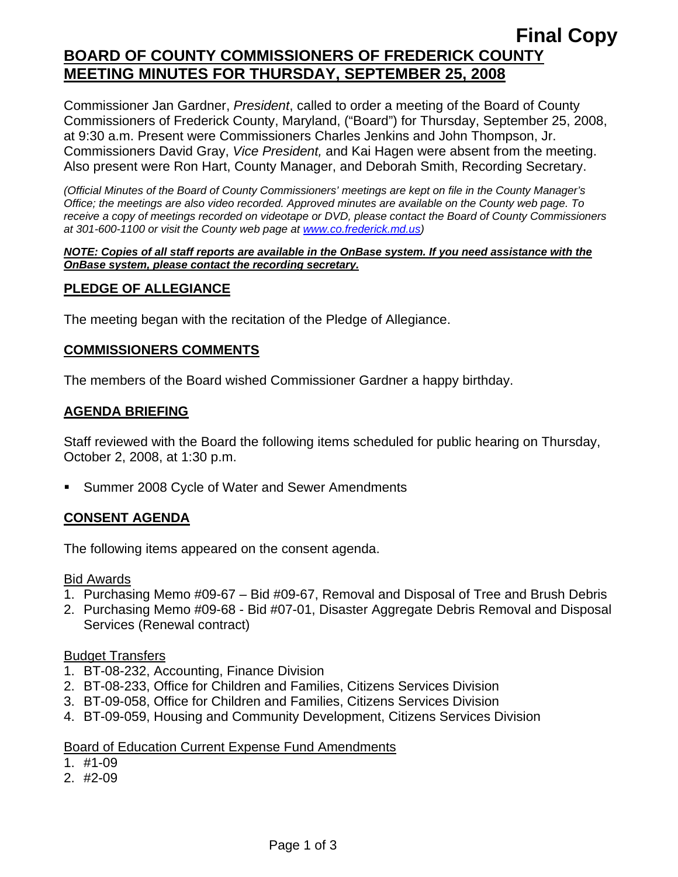**Final Copy**

# BOARD OF COUNTY COMMISSIONERS OF FREDERICK COUNTY MEETING MINUTES FOR THURSDAY, SEPTEMBER 25, 2008

Commissioner Jan Gardner, *President*, called to order a meeting of the Board of County Commissioners of Frederick County, Maryland, ("Board") for Thursday, September 25, 2008, at 9:30 a.m. Present were Commissioners Charles Jenkins and John Thompson, Jr. Commissioners David Gray, *Vice President,* and Kai Hagen were absent from the meeting. Also present were Ron Hart, County Manager, and Deborah Smith, Recording Secretary.

*(Official Minutes of the Board of County Commissioners' meetings are kept on file in the County Manager's Office; the meetings are also video recorded. Approved minutes are available on the County web page. To receive a copy of meetings recorded on videotape or DVD, please contact the Board of County Commissioners at 301-600-1100 or visit the County web page at www.co.frederick.md.us)*

***NOTE: Copies of all staff reports are available in the OnBase system. If you need assistance with the OnBase system, please contact the recording secretary.***

## PLEDGE OF ALLEGIANCE

The meeting began with the recitation of the Pledge of Allegiance.

## COMMISSIONERS COMMENTS

The members of the Board wished Commissioner Gardner a happy birthday.

## AGENDA BRIEFING

Staff reviewed with the Board the following items scheduled for public hearing on Thursday, October 2, 2008, at 1:30 p.m.

- Summer 2008 Cycle of Water and Sewer Amendments

## CONSENT AGENDA

The following items appeared on the consent agenda.

Bid Awards

1. Purchasing Memo #09-67 – Bid #09-67, Removal and Disposal of Tree and Brush Debris
2. Purchasing Memo #09-68 - Bid #07-01, Disaster Aggregate Debris Removal and Disposal Services (Renewal contract)

Budget Transfers

1. BT-08-232, Accounting, Finance Division
2. BT-08-233, Office for Children and Families, Citizens Services Division
3. BT-09-058, Office for Children and Families, Citizens Services Division
4. BT-09-059, Housing and Community Development, Citizens Services Division

Board of Education Current Expense Fund Amendments

1. #1-09
2. #2-09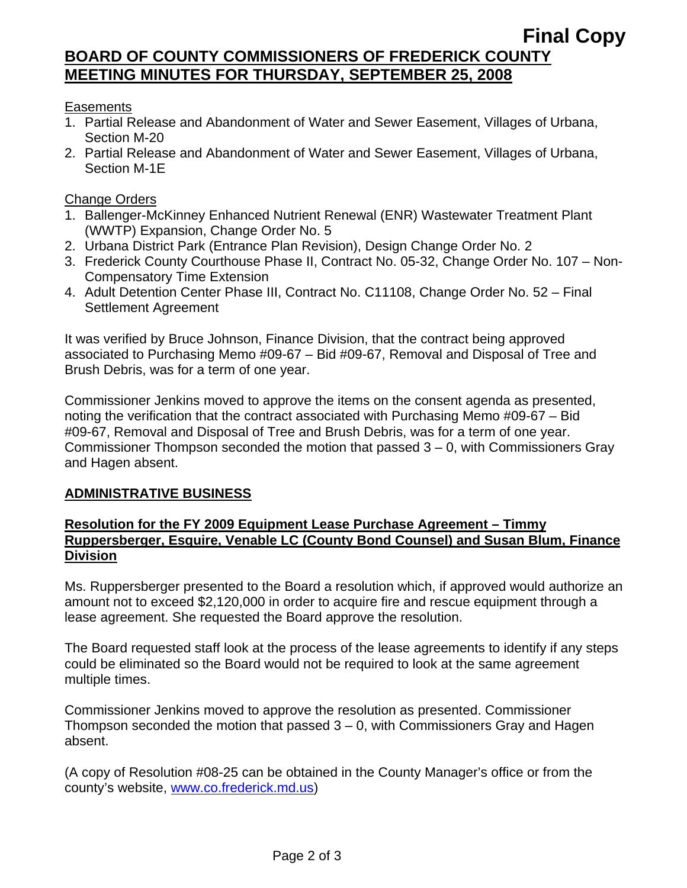**Final Copy**

**BOARD OF COUNTY COMMISSIONERS OF FREDERICK COUNTY**
**MEETING MINUTES FOR THURSDAY, SEPTEMBER 25, 2008**

Easements

1. Partial Release and Abandonment of Water and Sewer Easement, Villages of Urbana, Section M-20
2. Partial Release and Abandonment of Water and Sewer Easement, Villages of Urbana, Section M-1E

Change Orders

1. Ballenger-McKinney Enhanced Nutrient Renewal (ENR) Wastewater Treatment Plant (WWTP) Expansion, Change Order No. 5
2. Urbana District Park (Entrance Plan Revision), Design Change Order No. 2
3. Frederick County Courthouse Phase II, Contract No. 05-32, Change Order No. 107 – Non-Compensatory Time Extension
4. Adult Detention Center Phase III, Contract No. C11108, Change Order No. 52 – Final Settlement Agreement

It was verified by Bruce Johnson, Finance Division, that the contract being approved associated to Purchasing Memo #09-67 – Bid #09-67, Removal and Disposal of Tree and Brush Debris, was for a term of one year.

Commissioner Jenkins moved to approve the items on the consent agenda as presented, noting the verification that the contract associated with Purchasing Memo #09-67 – Bid #09-67, Removal and Disposal of Tree and Brush Debris, was for a term of one year. Commissioner Thompson seconded the motion that passed 3 – 0, with Commissioners Gray and Hagen absent.

## ADMINISTRATIVE BUSINESS

### Resolution for the FY 2009 Equipment Lease Purchase Agreement – Timmy Ruppersberger, Esquire, Venable LC (County Bond Counsel) and Susan Blum, Finance Division

Ms. Ruppersberger presented to the Board a resolution which, if approved would authorize an amount not to exceed $2,120,000 in order to acquire fire and rescue equipment through a lease agreement. She requested the Board approve the resolution.

The Board requested staff look at the process of the lease agreements to identify if any steps could be eliminated so the Board would not be required to look at the same agreement multiple times.

Commissioner Jenkins moved to approve the resolution as presented. Commissioner Thompson seconded the motion that passed 3 – 0, with Commissioners Gray and Hagen absent.

(A copy of Resolution #08-25 can be obtained in the County Manager's office or from the county's website, www.co.frederick.md.us)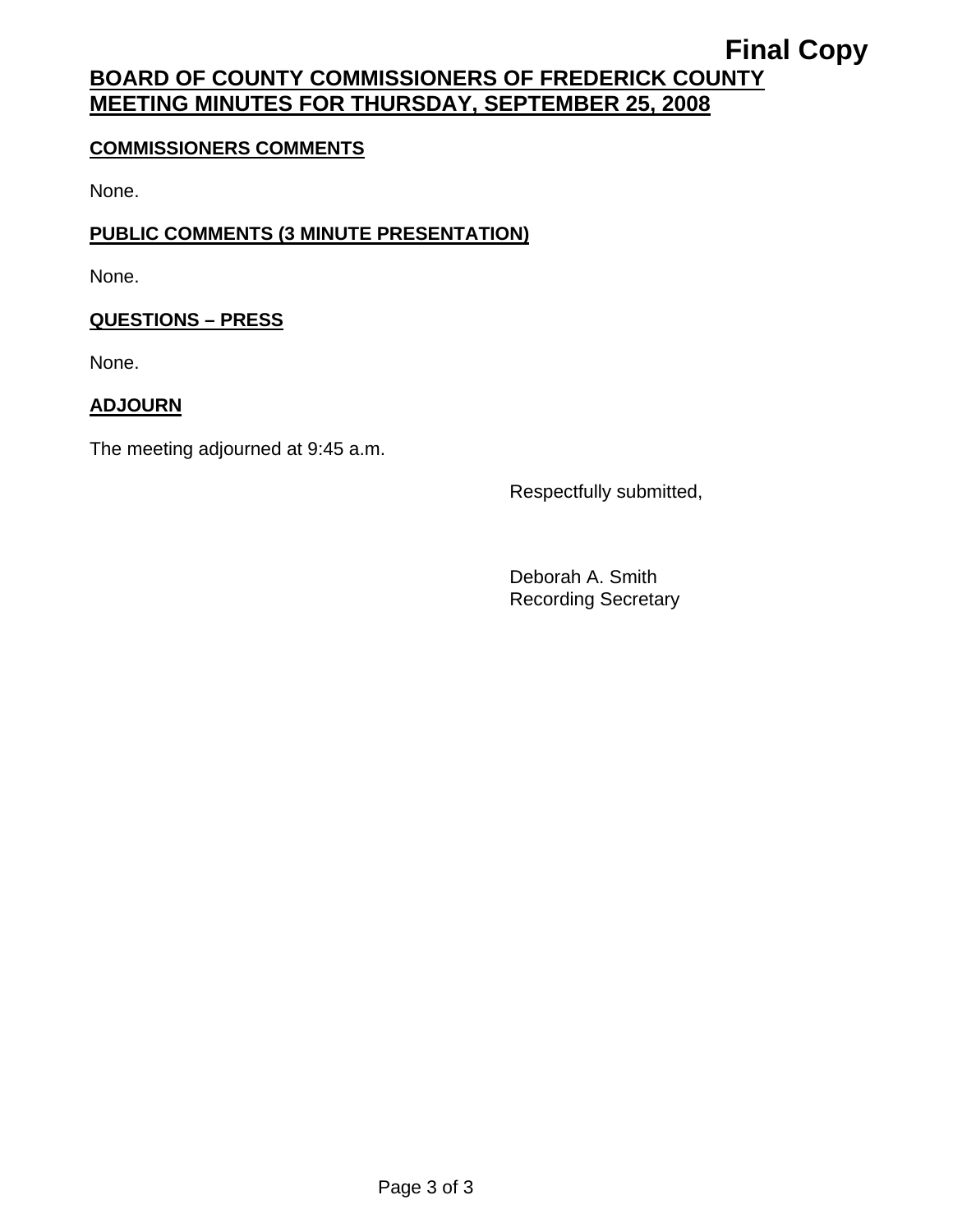**Final Copy**

## BOARD OF COUNTY COMMISSIONERS OF FREDERICK COUNTY MEETING MINUTES FOR THURSDAY, SEPTEMBER 25, 2008

### COMMISSIONERS COMMENTS

None.

### PUBLIC COMMENTS (3 MINUTE PRESENTATION)

None.

### QUESTIONS – PRESS

None.

### ADJOURN

The meeting adjourned at 9:45 a.m.

Respectfully submitted,

Deborah A. Smith
Recording Secretary